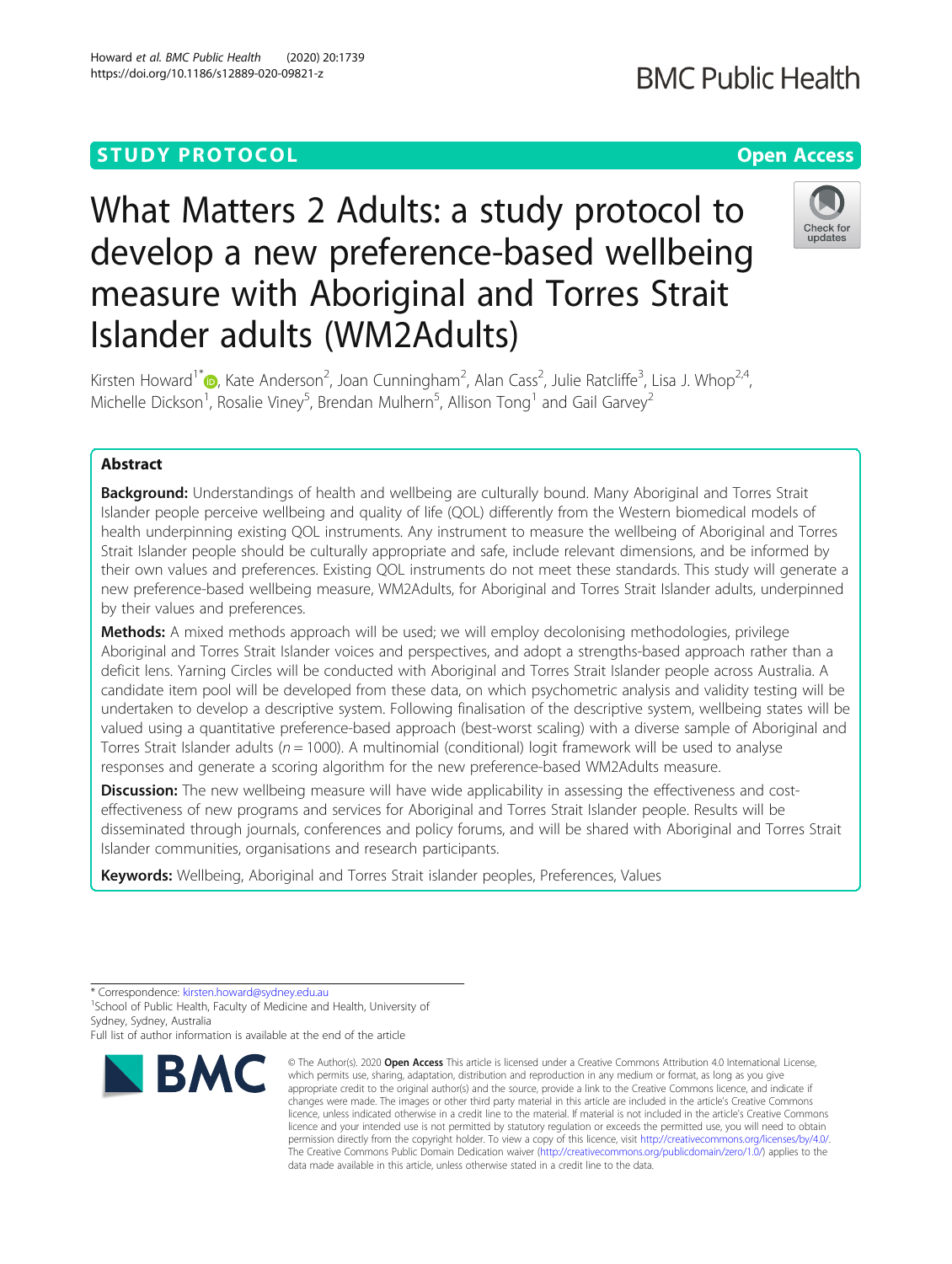STUDY PROTOCOL

Open Access

# What Matters 2 Adults: a study protocol to develop a new preference-based wellbeing measure with Aboriginal and Torres Strait Islander adults (WM2Adults)

Kirsten Howard[1*], Kate Anderson[2], Joan Cunningham[2], Alan Cass[2], Julie Ratcliffe[3], Lisa J. Whop[2,4], Michelle Dickson[1], Rosalie Viney[5], Brendan Mulhern[5], Allison Tong[1] and Gail Garvey[2]

## Abstract

**Background:** Understandings of health and wellbeing are culturally bound. Many Aboriginal and Torres Strait Islander people perceive wellbeing and quality of life (QOL) differently from the Western biomedical models of health underpinning existing QOL instruments. Any instrument to measure the wellbeing of Aboriginal and Torres Strait Islander people should be culturally appropriate and safe, include relevant dimensions, and be informed by their own values and preferences. Existing QOL instruments do not meet these standards. This study will generate a new preference-based wellbeing measure, WM2Adults, for Aboriginal and Torres Strait Islander adults, underpinned by their values and preferences.

**Methods:** A mixed methods approach will be used; we will employ decolonising methodologies, privilege Aboriginal and Torres Strait Islander voices and perspectives, and adopt a strengths-based approach rather than a deficit lens. Yarning Circles will be conducted with Aboriginal and Torres Strait Islander people across Australia. A candidate item pool will be developed from these data, on which psychometric analysis and validity testing will be undertaken to develop a descriptive system. Following finalisation of the descriptive system, wellbeing states will be valued using a quantitative preference-based approach (best-worst scaling) with a diverse sample of Aboriginal and Torres Strait Islander adults ($n = 1000$). A multinomial (conditional) logit framework will be used to analyse responses and generate a scoring algorithm for the new preference-based WM2Adults measure.

**Discussion:** The new wellbeing measure will have wide applicability in assessing the effectiveness and cost-effectiveness of new programs and services for Aboriginal and Torres Strait Islander people. Results will be disseminated through journals, conferences and policy forums, and will be shared with Aboriginal and Torres Strait Islander communities, organisations and research participants.

**Keywords:** Wellbeing, Aboriginal and Torres Strait islander peoples, Preferences, Values

---

* Correspondence: kirsten.howard@sydney.edu.au
[1]School of Public Health, Faculty of Medicine and Health, University of Sydney, Sydney, Australia
Full list of author information is available at the end of the article

© The Author(s). 2020 **Open Access** This article is licensed under a Creative Commons Attribution 4.0 International License, which permits use, sharing, adaptation, distribution and reproduction in any medium or format, as long as you give appropriate credit to the original author(s) and the source, provide a link to the Creative Commons licence, and indicate if changes were made. The images or other third party material in this article are included in the article's Creative Commons licence, unless indicated otherwise in a credit line to the material. If material is not included in the article's Creative Commons licence and your intended use is not permitted by statutory regulation or exceeds the permitted use, you will need to obtain permission directly from the copyright holder. To view a copy of this licence, visit http://creativecommons.org/licenses/by/4.0/. The Creative Commons Public Domain Dedication waiver (http://creativecommons.org/publicdomain/zero/1.0/) applies to the data made available in this article, unless otherwise stated in a credit line to the data.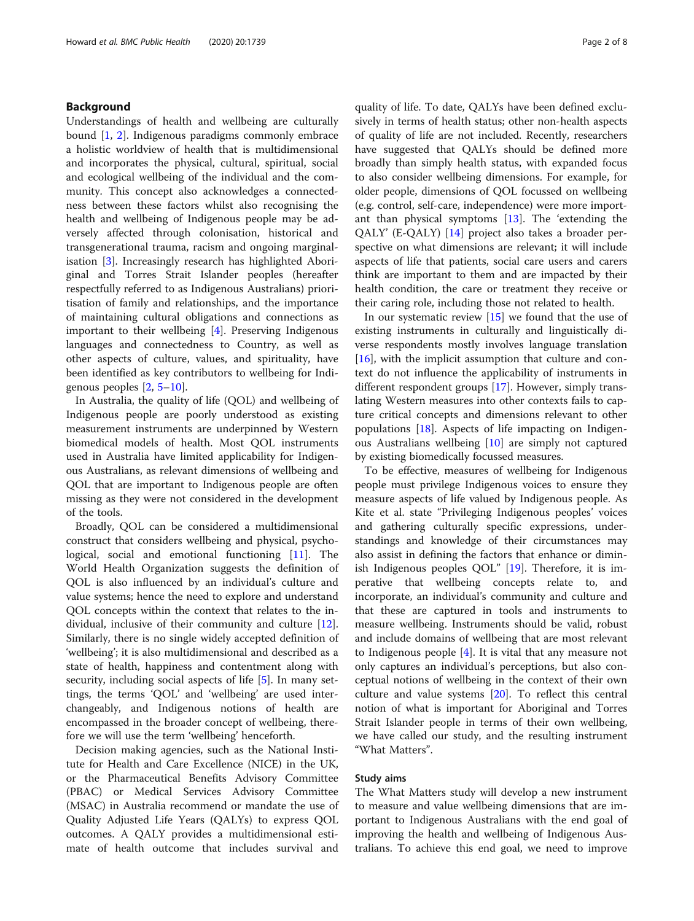## Background

Understandings of health and wellbeing are culturally bound [1, 2]. Indigenous paradigms commonly embrace a holistic worldview of health that is multidimensional and incorporates the physical, cultural, spiritual, social and ecological wellbeing of the individual and the community. This concept also acknowledges a connectedness between these factors whilst also recognising the health and wellbeing of Indigenous people may be adversely affected through colonisation, historical and transgenerational trauma, racism and ongoing marginalisation [3]. Increasingly research has highlighted Aboriginal and Torres Strait Islander peoples (hereafter respectfully referred to as Indigenous Australians) prioritisation of family and relationships, and the importance of maintaining cultural obligations and connections as important to their wellbeing [4]. Preserving Indigenous languages and connectedness to Country, as well as other aspects of culture, values, and spirituality, have been identified as key contributors to wellbeing for Indigenous peoples [2, 5–10].

In Australia, the quality of life (QOL) and wellbeing of Indigenous people are poorly understood as existing measurement instruments are underpinned by Western biomedical models of health. Most QOL instruments used in Australia have limited applicability for Indigenous Australians, as relevant dimensions of wellbeing and QOL that are important to Indigenous people are often missing as they were not considered in the development of the tools.

Broadly, QOL can be considered a multidimensional construct that considers wellbeing and physical, psychological, social and emotional functioning [11]. The World Health Organization suggests the definition of QOL is also influenced by an individual's culture and value systems; hence the need to explore and understand QOL concepts within the context that relates to the individual, inclusive of their community and culture [12]. Similarly, there is no single widely accepted definition of 'wellbeing'; it is also multidimensional and described as a state of health, happiness and contentment along with security, including social aspects of life [5]. In many settings, the terms 'QOL' and 'wellbeing' are used interchangeably, and Indigenous notions of health are encompassed in the broader concept of wellbeing, therefore we will use the term 'wellbeing' henceforth.

Decision making agencies, such as the National Institute for Health and Care Excellence (NICE) in the UK, or the Pharmaceutical Benefits Advisory Committee (PBAC) or Medical Services Advisory Committee (MSAC) in Australia recommend or mandate the use of Quality Adjusted Life Years (QALYs) to express QOL outcomes. A QALY provides a multidimensional estimate of health outcome that includes survival and quality of life. To date, QALYs have been defined exclusively in terms of health status; other non-health aspects of quality of life are not included. Recently, researchers have suggested that QALYs should be defined more broadly than simply health status, with expanded focus to also consider wellbeing dimensions. For example, for older people, dimensions of QOL focussed on wellbeing (e.g. control, self-care, independence) were more important than physical symptoms [13]. The 'extending the QALY' (E-QALY) [14] project also takes a broader perspective on what dimensions are relevant; it will include aspects of life that patients, social care users and carers think are important to them and are impacted by their health condition, the care or treatment they receive or their caring role, including those not related to health.

In our systematic review [15] we found that the use of existing instruments in culturally and linguistically diverse respondents mostly involves language translation [16], with the implicit assumption that culture and context do not influence the applicability of instruments in different respondent groups [17]. However, simply translating Western measures into other contexts fails to capture critical concepts and dimensions relevant to other populations [18]. Aspects of life impacting on Indigenous Australians wellbeing [10] are simply not captured by existing biomedically focussed measures.

To be effective, measures of wellbeing for Indigenous people must privilege Indigenous voices to ensure they measure aspects of life valued by Indigenous people. As Kite et al. state "Privileging Indigenous peoples' voices and gathering culturally specific expressions, understandings and knowledge of their circumstances may also assist in defining the factors that enhance or diminish Indigenous peoples QOL" [19]. Therefore, it is imperative that wellbeing concepts relate to, and incorporate, an individual's community and culture and that these are captured in tools and instruments to measure wellbeing. Instruments should be valid, robust and include domains of wellbeing that are most relevant to Indigenous people [4]. It is vital that any measure not only captures an individual's perceptions, but also conceptual notions of wellbeing in the context of their own culture and value systems [20]. To reflect this central notion of what is important for Aboriginal and Torres Strait Islander people in terms of their own wellbeing, we have called our study, and the resulting instrument "What Matters".

### Study aims

The What Matters study will develop a new instrument to measure and value wellbeing dimensions that are important to Indigenous Australians with the end goal of improving the health and wellbeing of Indigenous Australians. To achieve this end goal, we need to improve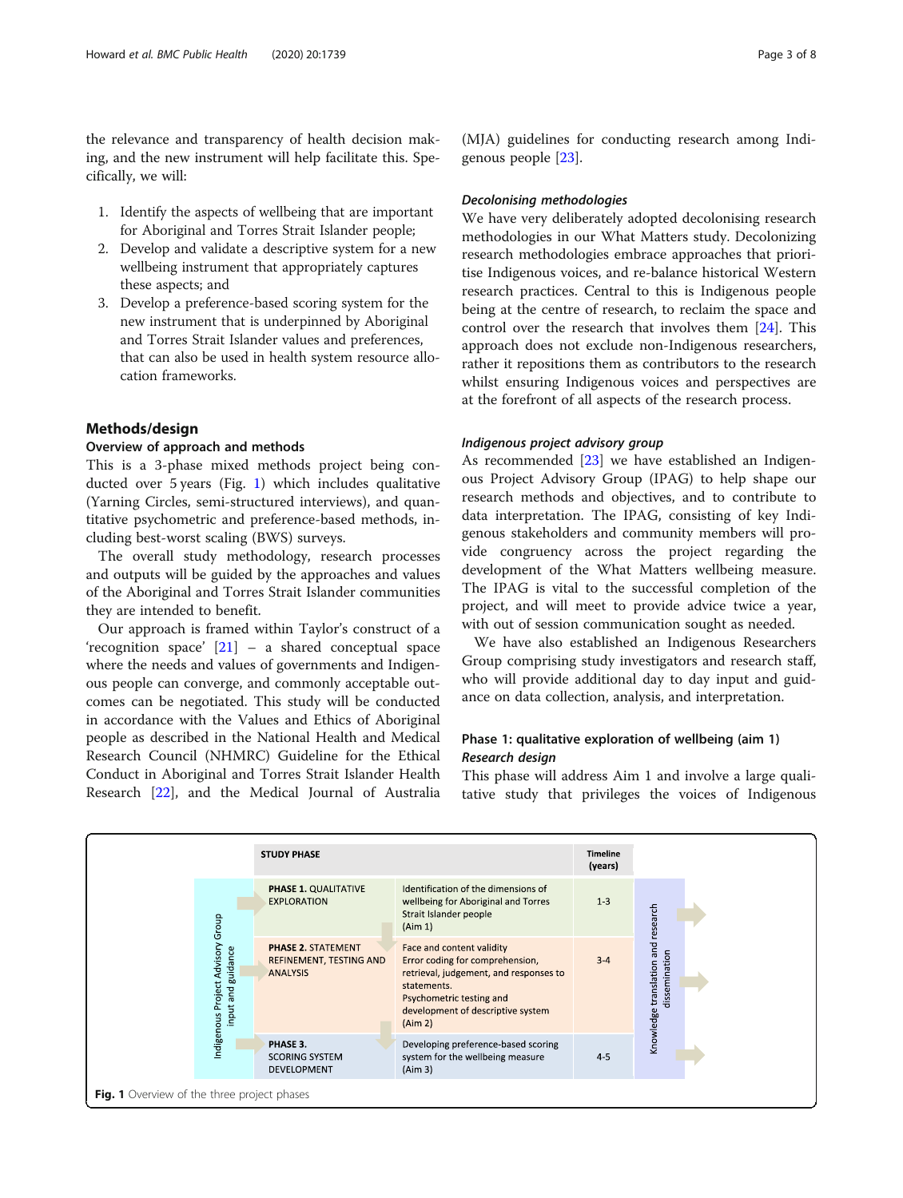the relevance and transparency of health decision making, and the new instrument will help facilitate this. Specifically, we will:

1. Identify the aspects of wellbeing that are important for Aboriginal and Torres Strait Islander people;
2. Develop and validate a descriptive system for a new wellbeing instrument that appropriately captures these aspects; and
3. Develop a preference-based scoring system for the new instrument that is underpinned by Aboriginal and Torres Strait Islander values and preferences, that can also be used in health system resource allocation frameworks.

## Methods/design

### Overview of approach and methods

This is a 3-phase mixed methods project being conducted over 5 years (Fig. 1) which includes qualitative (Yarning Circles, semi-structured interviews), and quantitative psychometric and preference-based methods, including best-worst scaling (BWS) surveys.

The overall study methodology, research processes and outputs will be guided by the approaches and values of the Aboriginal and Torres Strait Islander communities they are intended to benefit.

Our approach is framed within Taylor's construct of a 'recognition space' [21] – a shared conceptual space where the needs and values of governments and Indigenous people can converge, and commonly acceptable outcomes can be negotiated. This study will be conducted in accordance with the Values and Ethics of Aboriginal people as described in the National Health and Medical Research Council (NHMRC) Guideline for the Ethical Conduct in Aboriginal and Torres Strait Islander Health Research [22], and the Medical Journal of Australia (MJA) guidelines for conducting research among Indigenous people [23].

#### *Decolonising methodologies*

We have very deliberately adopted decolonising research methodologies in our What Matters study. Decolonizing research methodologies embrace approaches that prioritise Indigenous voices, and re-balance historical Western research practices. Central to this is Indigenous people being at the centre of research, to reclaim the space and control over the research that involves them [24]. This approach does not exclude non-Indigenous researchers, rather it repositions them as contributors to the research whilst ensuring Indigenous voices and perspectives are at the forefront of all aspects of the research process.

#### *Indigenous project advisory group*

As recommended [23] we have established an Indigenous Project Advisory Group (IPAG) to help shape our research methods and objectives, and to contribute to data interpretation. The IPAG, consisting of key Indigenous stakeholders and community members will provide congruency across the project regarding the development of the What Matters wellbeing measure. The IPAG is vital to the successful completion of the project, and will meet to provide advice twice a year, with out of session communication sought as needed.

We have also established an Indigenous Researchers Group comprising study investigators and research staff, who will provide additional day to day input and guidance on data collection, analysis, and interpretation.

### Phase 1: qualitative exploration of wellbeing (aim 1)

#### *Research design*

This phase will address Aim 1 and involve a large qualitative study that privileges the voices of Indigenous

| Indigenous Project Advisory Group input and guidance | STUDY PHASE | | Timeline (years) | Knowledge translation and research dissemination |
|---|---|---|---|---|
| | **PHASE 1.** QUALITATIVE EXPLORATION | Identification of the dimensions of wellbeing for Aboriginal and Torres Strait Islander people (Aim 1) | 1-3 | |
| | **PHASE 2.** STATEMENT REFINEMENT, TESTING AND ANALYSIS | Face and content validity<br>Error coding for comprehension, retrieval, judgement, and responses to statements.<br>Psychometric testing and development of descriptive system (Aim 2) | 3-4 | |
| | **PHASE 3.** SCORING SYSTEM DEVELOPMENT | Developing preference-based scoring system for the wellbeing measure (Aim 3) | 4-5 | |

**Fig. 1** Overview of the three project phases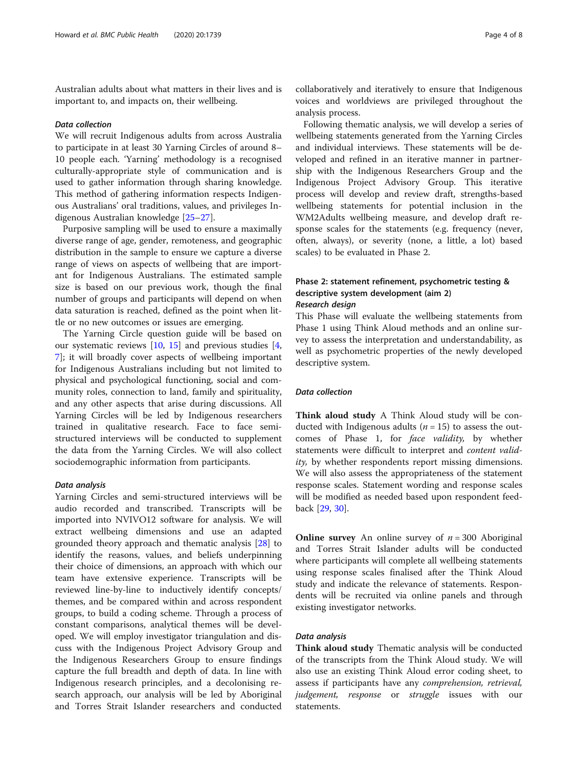Australian adults about what matters in their lives and is important to, and impacts on, their wellbeing.

#### *Data collection*

We will recruit Indigenous adults from across Australia to participate in at least 30 Yarning Circles of around 8–10 people each. 'Yarning' methodology is a recognised culturally-appropriate style of communication and is used to gather information through sharing knowledge. This method of gathering information respects Indigenous Australians' oral traditions, values, and privileges Indigenous Australian knowledge [25–27].

Purposive sampling will be used to ensure a maximally diverse range of age, gender, remoteness, and geographic distribution in the sample to ensure we capture a diverse range of views on aspects of wellbeing that are important for Indigenous Australians. The estimated sample size is based on our previous work, though the final number of groups and participants will depend on when data saturation is reached, defined as the point when little or no new outcomes or issues are emerging.

The Yarning Circle question guide will be based on our systematic reviews [10, 15] and previous studies [4, 7]; it will broadly cover aspects of wellbeing important for Indigenous Australians including but not limited to physical and psychological functioning, social and community roles, connection to land, family and spirituality, and any other aspects that arise during discussions. All Yarning Circles will be led by Indigenous researchers trained in qualitative research. Face to face semi-structured interviews will be conducted to supplement the data from the Yarning Circles. We will also collect sociodemographic information from participants.

#### *Data analysis*

Yarning Circles and semi-structured interviews will be audio recorded and transcribed. Transcripts will be imported into NVIVO12 software for analysis. We will extract wellbeing dimensions and use an adapted grounded theory approach and thematic analysis [28] to identify the reasons, values, and beliefs underpinning their choice of dimensions, an approach with which our team have extensive experience. Transcripts will be reviewed line-by-line to inductively identify concepts/themes, and be compared within and across respondent groups, to build a coding scheme. Through a process of constant comparisons, analytical themes will be developed. We will employ investigator triangulation and discuss with the Indigenous Project Advisory Group and the Indigenous Researchers Group to ensure findings capture the full breadth and depth of data. In line with Indigenous research principles, and a decolonising research approach, our analysis will be led by Aboriginal and Torres Strait Islander researchers and conducted collaboratively and iteratively to ensure that Indigenous voices and worldviews are privileged throughout the analysis process.

Following thematic analysis, we will develop a series of wellbeing statements generated from the Yarning Circles and individual interviews. These statements will be developed and refined in an iterative manner in partnership with the Indigenous Researchers Group and the Indigenous Project Advisory Group. This iterative process will develop and review draft, strengths-based wellbeing statements for potential inclusion in the WM2Adults wellbeing measure, and develop draft response scales for the statements (e.g. frequency (never, often, always), or severity (none, a little, a lot) based scales) to be evaluated in Phase 2.

### Phase 2: statement refinement, psychometric testing & descriptive system development (aim 2)

#### *Research design*

This Phase will evaluate the wellbeing statements from Phase 1 using Think Aloud methods and an online survey to assess the interpretation and understandability, as well as psychometric properties of the newly developed descriptive system.

#### *Data collection*

**Think aloud study** A Think Aloud study will be conducted with Indigenous adults ($n = 15$) to assess the outcomes of Phase 1, for *face validity,* by whether statements were difficult to interpret and *content validity,* by whether respondents report missing dimensions. We will also assess the appropriateness of the statement response scales. Statement wording and response scales will be modified as needed based upon respondent feedback [29, 30].

**Online survey** An online survey of $n = 300$ Aboriginal and Torres Strait Islander adults will be conducted where participants will complete all wellbeing statements using response scales finalised after the Think Aloud study and indicate the relevance of statements. Respondents will be recruited via online panels and through existing investigator networks.

#### *Data analysis*

**Think aloud study** Thematic analysis will be conducted of the transcripts from the Think Aloud study. We will also use an existing Think Aloud error coding sheet, to assess if participants have any *comprehension, retrieval, judgement, response* or *struggle* issues with our statements.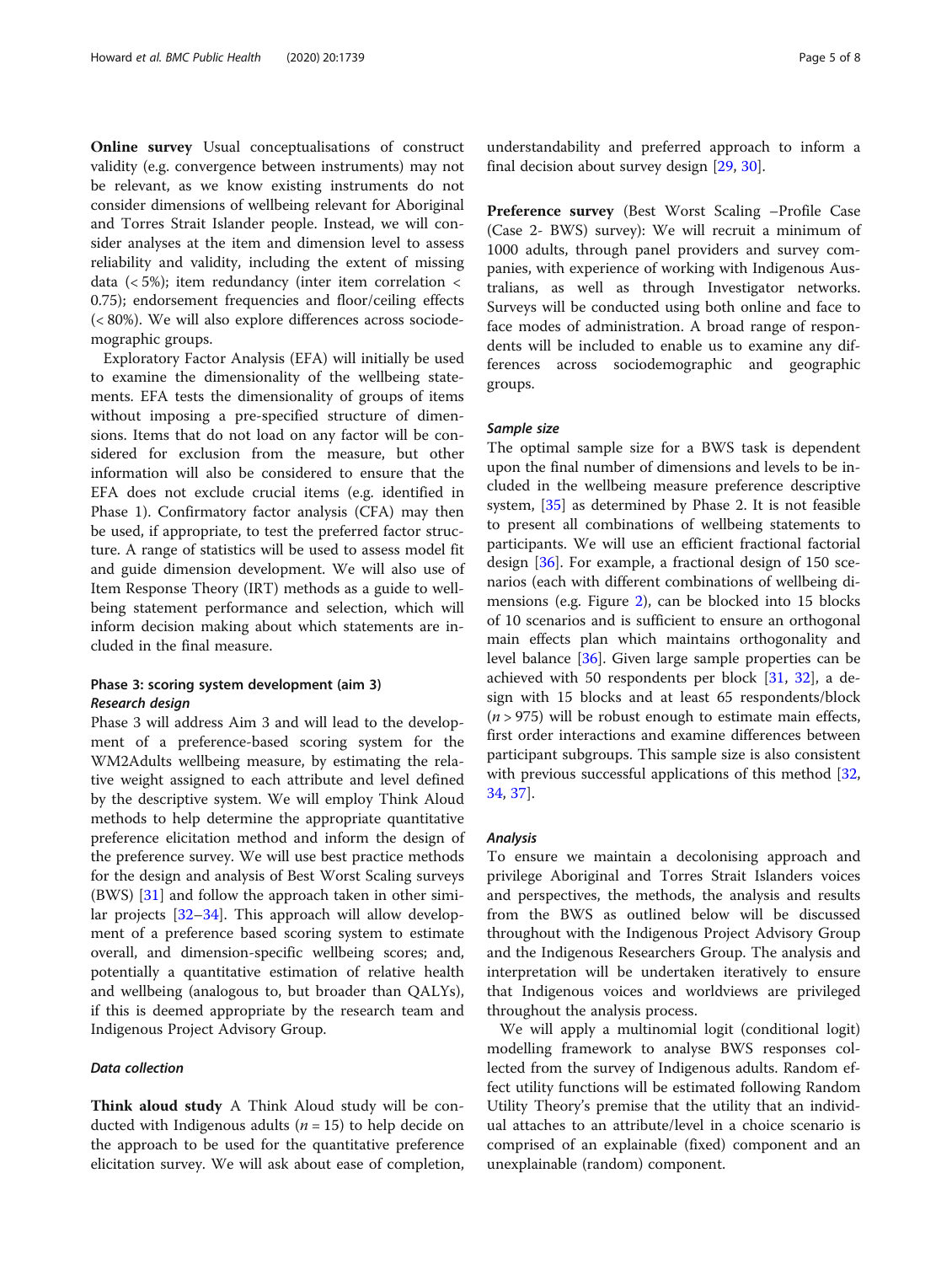**Online survey** Usual conceptualisations of construct validity (e.g. convergence between instruments) may not be relevant, as we know existing instruments do not consider dimensions of wellbeing relevant for Aboriginal and Torres Strait Islander people. Instead, we will consider analyses at the item and dimension level to assess reliability and validity, including the extent of missing data (< 5%); item redundancy (inter item correlation < 0.75); endorsement frequencies and floor/ceiling effects (< 80%). We will also explore differences across sociodemographic groups.

Exploratory Factor Analysis (EFA) will initially be used to examine the dimensionality of the wellbeing statements. EFA tests the dimensionality of groups of items without imposing a pre-specified structure of dimensions. Items that do not load on any factor will be considered for exclusion from the measure, but other information will also be considered to ensure that the EFA does not exclude crucial items (e.g. identified in Phase 1). Confirmatory factor analysis (CFA) may then be used, if appropriate, to test the preferred factor structure. A range of statistics will be used to assess model fit and guide dimension development. We will also use of Item Response Theory (IRT) methods as a guide to wellbeing statement performance and selection, which will inform decision making about which statements are included in the final measure.

### Phase 3: scoring system development (aim 3)

#### Research design

Phase 3 will address Aim 3 and will lead to the development of a preference-based scoring system for the WM2Adults wellbeing measure, by estimating the relative weight assigned to each attribute and level defined by the descriptive system. We will employ Think Aloud methods to help determine the appropriate quantitative preference elicitation method and inform the design of the preference survey. We will use best practice methods for the design and analysis of Best Worst Scaling surveys (BWS) [31] and follow the approach taken in other similar projects [32–34]. This approach will allow development of a preference based scoring system to estimate overall, and dimension-specific wellbeing scores; and, potentially a quantitative estimation of relative health and wellbeing (analogous to, but broader than QALYs), if this is deemed appropriate by the research team and Indigenous Project Advisory Group.

#### Data collection

**Think aloud study** A Think Aloud study will be conducted with Indigenous adults ($n = 15$) to help decide on the approach to be used for the quantitative preference elicitation survey. We will ask about ease of completion, understandability and preferred approach to inform a final decision about survey design [29, 30].

**Preference survey** (Best Worst Scaling –Profile Case (Case 2- BWS) survey): We will recruit a minimum of 1000 adults, through panel providers and survey companies, with experience of working with Indigenous Australians, as well as through Investigator networks. Surveys will be conducted using both online and face to face modes of administration. A broad range of respondents will be included to enable us to examine any differences across sociodemographic and geographic groups.

#### Sample size

The optimal sample size for a BWS task is dependent upon the final number of dimensions and levels to be included in the wellbeing measure preference descriptive system, [35] as determined by Phase 2. It is not feasible to present all combinations of wellbeing statements to participants. We will use an efficient fractional factorial design [36]. For example, a fractional design of 150 scenarios (each with different combinations of wellbeing dimensions (e.g. Figure 2), can be blocked into 15 blocks of 10 scenarios and is sufficient to ensure an orthogonal main effects plan which maintains orthogonality and level balance [36]. Given large sample properties can be achieved with 50 respondents per block [31, 32], a design with 15 blocks and at least 65 respondents/block ($n > 975$) will be robust enough to estimate main effects, first order interactions and examine differences between participant subgroups. This sample size is also consistent with previous successful applications of this method [32, 34, 37].

#### Analysis

To ensure we maintain a decolonising approach and privilege Aboriginal and Torres Strait Islanders voices and perspectives, the methods, the analysis and results from the BWS as outlined below will be discussed throughout with the Indigenous Project Advisory Group and the Indigenous Researchers Group. The analysis and interpretation will be undertaken iteratively to ensure that Indigenous voices and worldviews are privileged throughout the analysis process.

We will apply a multinomial logit (conditional logit) modelling framework to analyse BWS responses collected from the survey of Indigenous adults. Random effect utility functions will be estimated following Random Utility Theory's premise that the utility that an individual attaches to an attribute/level in a choice scenario is comprised of an explainable (fixed) component and an unexplainable (random) component.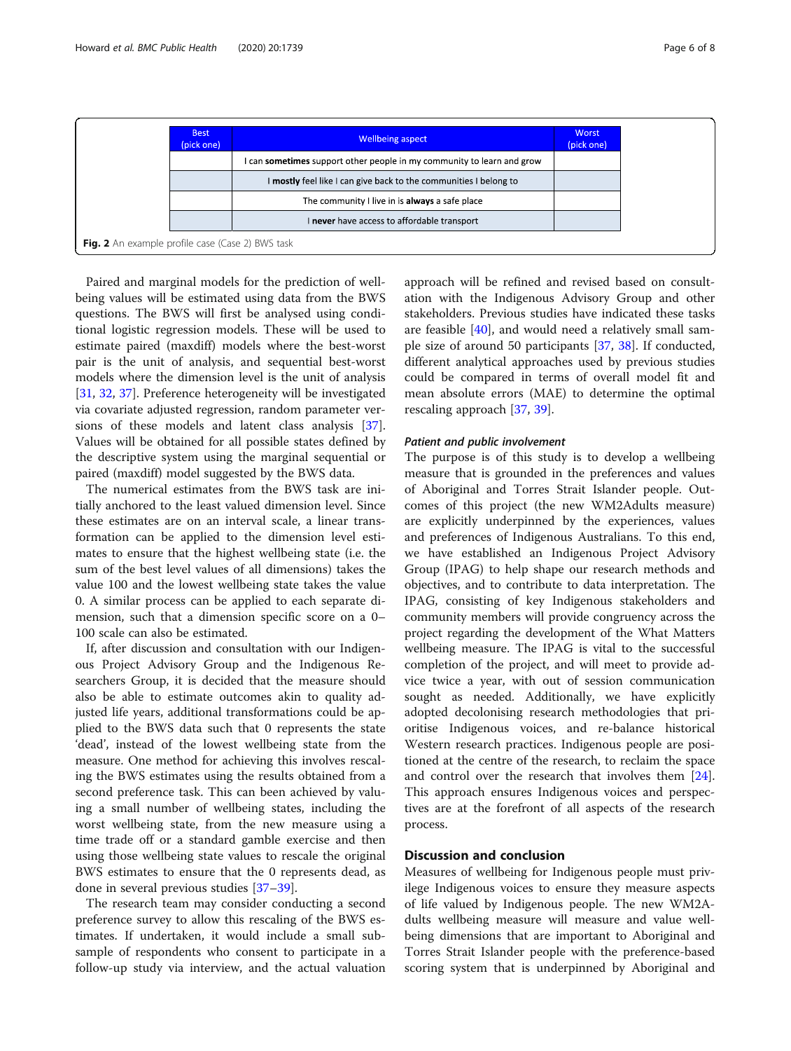| Best (pick one) | Wellbeing aspect | Worst (pick one) |
| --- | --- | --- |
| | I can **sometimes** support other people in my community to learn and grow | |
| | I **mostly** feel like I can give back to the communities I belong to | |
| | The community I live in is **always** a safe place | |
| | I **never** have access to affordable transport | |

**Fig. 2** An example profile case (Case 2) BWS task

Paired and marginal models for the prediction of wellbeing values will be estimated using data from the BWS questions. The BWS will first be analysed using conditional logistic regression models. These will be used to estimate paired (maxdiff) models where the best-worst pair is the unit of analysis, and sequential best-worst models where the dimension level is the unit of analysis [31, 32, 37]. Preference heterogeneity will be investigated via covariate adjusted regression, random parameter versions of these models and latent class analysis [37]. Values will be obtained for all possible states defined by the descriptive system using the marginal sequential or paired (maxdiff) model suggested by the BWS data.

The numerical estimates from the BWS task are initially anchored to the least valued dimension level. Since these estimates are on an interval scale, a linear transformation can be applied to the dimension level estimates to ensure that the highest wellbeing state (i.e. the sum of the best level values of all dimensions) takes the value 100 and the lowest wellbeing state takes the value 0. A similar process can be applied to each separate dimension, such that a dimension specific score on a 0–100 scale can also be estimated.

If, after discussion and consultation with our Indigenous Project Advisory Group and the Indigenous Researchers Group, it is decided that the measure should also be able to estimate outcomes akin to quality adjusted life years, additional transformations could be applied to the BWS data such that 0 represents the state 'dead', instead of the lowest wellbeing state from the measure. One method for achieving this involves rescaling the BWS estimates using the results obtained from a second preference task. This can been achieved by valuing a small number of wellbeing states, including the worst wellbeing state, from the new measure using a time trade off or a standard gamble exercise and then using those wellbeing state values to rescale the original BWS estimates to ensure that the 0 represents dead, as done in several previous studies [37–39].

The research team may consider conducting a second preference survey to allow this rescaling of the BWS estimates. If undertaken, it would include a small subsample of respondents who consent to participate in a follow-up study via interview, and the actual valuation approach will be refined and revised based on consultation with the Indigenous Advisory Group and other stakeholders. Previous studies have indicated these tasks are feasible [40], and would need a relatively small sample size of around 50 participants [37, 38]. If conducted, different analytical approaches used by previous studies could be compared in terms of overall model fit and mean absolute errors (MAE) to determine the optimal rescaling approach [37, 39].

### *Patient and public involvement*

The purpose is of this study is to develop a wellbeing measure that is grounded in the preferences and values of Aboriginal and Torres Strait Islander people. Outcomes of this project (the new WM2Adults measure) are explicitly underpinned by the experiences, values and preferences of Indigenous Australians. To this end, we have established an Indigenous Project Advisory Group (IPAG) to help shape our research methods and objectives, and to contribute to data interpretation. The IPAG, consisting of key Indigenous stakeholders and community members will provide congruency across the project regarding the development of the What Matters wellbeing measure. The IPAG is vital to the successful completion of the project, and will meet to provide advice twice a year, with out of session communication sought as needed. Additionally, we have explicitly adopted decolonising research methodologies that prioritise Indigenous voices, and re-balance historical Western research practices. Indigenous people are positioned at the centre of the research, to reclaim the space and control over the research that involves them [24]. This approach ensures Indigenous voices and perspectives are at the forefront of all aspects of the research process.

## Discussion and conclusion

Measures of wellbeing for Indigenous people must privilege Indigenous voices to ensure they measure aspects of life valued by Indigenous people. The new WM2Adults wellbeing measure will measure and value wellbeing dimensions that are important to Aboriginal and Torres Strait Islander people with the preference-based scoring system that is underpinned by Aboriginal and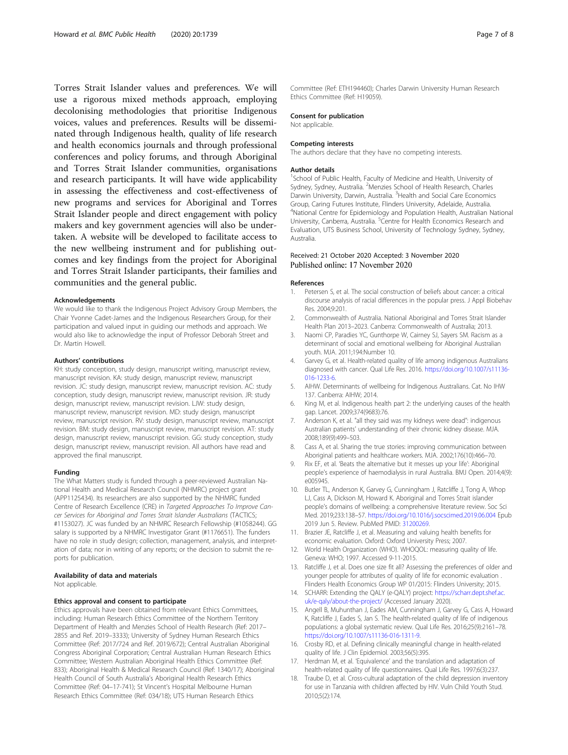Torres Strait Islander values and preferences. We will use a rigorous mixed methods approach, employing decolonising methodologies that prioritise Indigenous voices, values and preferences. Results will be disseminated through Indigenous health, quality of life research and health economics journals and through professional conferences and policy forums, and through Aboriginal and Torres Strait Islander communities, organisations and research participants. It will have wide applicability in assessing the effectiveness and cost-effectiveness of new programs and services for Aboriginal and Torres Strait Islander people and direct engagement with policy makers and key government agencies will also be undertaken. A website will be developed to facilitate access to the new wellbeing instrument and for publishing outcomes and key findings from the project for Aboriginal and Torres Strait Islander participants, their families and communities and the general public.

### Acknowledgements

We would like to thank the Indigenous Project Advisory Group Members, the Chair Yvonne Cadet-James and the Indigenous Researchers Group, for their participation and valued input in guiding our methods and approach. We would also like to acknowledge the input of Professor Deborah Street and Dr. Martin Howell.

### Authors' contributions

KH: study conception, study design, manuscript writing, manuscript review, manuscript revision. KA: study design, manuscript review, manuscript revision. JC: study design, manuscript review, manuscript revision. AC: study conception, study design, manuscript review, manuscript revision. JR: study design, manuscript review, manuscript revision. LJW: study design, manuscript review, manuscript revision. MD: study design, manuscript review, manuscript revision. RV: study design, manuscript review, manuscript revision. BM: study design, manuscript review, manuscript revision. AT: study design, manuscript review, manuscript revision. GG: study conception, study design, manuscript review, manuscript revision. All authors have read and approved the final manuscript.

### Funding

The What Matters study is funded through a peer-reviewed Australian National Health and Medical Research Council (NHMRC) project grant (APP1125434). Its researchers are also supported by the NHMRC funded Centre of Research Excellence (CRE) in *Targeted Approaches To Improve Cancer Services for Aboriginal and Torres Strait Islander Australians* (TACTICS; #1153027). JC was funded by an NHMRC Research Fellowship (#1058244). GG salary is supported by a NHMRC Investigator Grant (#1176651). The funders have no role in study design; collection, management, analysis, and interpretation of data; nor in writing of any reports; or the decision to submit the reports for publication.

### Availability of data and materials

Not applicable.

### Ethics approval and consent to participate

Ethics approvals have been obtained from relevant Ethics Committees, including: Human Research Ethics Committee of the Northern Territory Department of Health and Menzies School of Health Research (Ref: 2017–2855 and Ref. 2019–3333); University of Sydney Human Research Ethics Committee (Ref: 2017/724 and Ref. 2019/672); Central Australian Aboriginal Congress Aboriginal Corporation; Central Australian Human Research Ethics Committee; Western Australian Aboriginal Health Ethics Committee (Ref: 833); Aboriginal Health & Medical Research Council (Ref: 1340/17); Aboriginal Health Council of South Australia's Aboriginal Health Research Ethics Committee (Ref: 04–17-741); St Vincent's Hospital Melbourne Human Research Ethics Committee (Ref: 034/18); UTS Human Research Ethics Committee (Ref: ETH194460); Charles Darwin University Human Research Ethics Committee (Ref: H19059).

### Consent for publication

Not applicable.

### Competing interests

The authors declare that they have no competing interests.

### Author details

[1]School of Public Health, Faculty of Medicine and Health, University of Sydney, Sydney, Australia. [2]Menzies School of Health Research, Charles Darwin University, Darwin, Australia. [3]Health and Social Care Economics Group, Caring Futures Institute, Flinders University, Adelaide, Australia. [4]National Centre for Epidemiology and Population Health, Australian National University, Canberra, Australia. [5]Centre for Health Economics Research and Evaluation, UTS Business School, University of Technology Sydney, Sydney, Australia.

Received: 21 October 2020 Accepted: 3 November 2020
Published online: 17 November 2020

### References

1. Petersen S, et al. The social construction of beliefs about cancer: a critical discourse analysis of racial differences in the popular press. J Appl Biobehav Res. 2004;9:201.
2. Commonwealth of Australia. National Aboriginal and Torres Strait Islander Health Plan 2013–2023. Canberra: Commonwealth of Australia; 2013.
3. Naomi CP, Paradies YC, Gunthorpe W, Cairney SJ, Sayers SM. Racism as a determinant of social and emotional wellbeing for Aboriginal Australian youth. MJA. 2011;194:Number 10.
4. Garvey G, et al. Health-related quality of life among indigenous Australians diagnosed with cancer. Qual Life Res. 2016. https://doi.org/10.1007/s11136-016-1233-6.
5. AIHW. Determinants of wellbeing for Indigenous Australians. Cat. No IHW 137. Canberra: AIHW; 2014.
6. King M, et al. Indigenous health part 2: the underlying causes of the health gap. Lancet. 2009;374(9683):76.
7. Anderson K, et al. "all they said was my kidneys were dead": indigenous Australian patients' understanding of their chronic kidney disease. MJA. 2008;189(9):499–503.
8. Cass A, et al. Sharing the true stories: improving communication between Aboriginal patients and healthcare workers. MJA. 2002;176(10):466–70.
9. Rix EF, et al. 'Beats the alternative but it messes up your life': Aboriginal people's experience of haemodialysis in rural Australia. BMJ Open. 2014;4(9): e005945.
10. Butler TL, Anderson K, Garvey G, Cunningham J, Ratcliffe J, Tong A, Whop LJ, Cass A, Dickson M, Howard K. Aboriginal and Torres Strait islander people's domains of wellbeing: a comprehensive literature review. Soc Sci Med. 2019;233:138–57. https://doi.org/10.1016/j.socscimed.2019.06.004 Epub 2019 Jun 5. Review. PubMed PMID: 31200269.
11. Brazier JE, Ratcliffe J, et al. Measuring and valuing health benefits for economic evaluation. Oxford: Oxford University Press; 2007.
12. World Health Organization (WHO). WHOQOL: measuring quality of life. Geneva: WHO; 1997. Accessed 9-11-2015.
13. Ratcliffe J, et al. Does one size fit all? Assessing the preferences of older and younger people for attributes of quality of life for economic evaluation . Flinders Health Economics Group WP 01/2015: Flinders University; 2015.
14. SCHARR: Extending the QALY (e-QALY) project: https://scharr.dept.shef.ac.uk/e-qaly/about-the-project/ (Accessed January 2020).
15. Angell B, Muhunthan J, Eades AM, Cunningham J, Garvey G, Cass A, Howard K, Ratcliffe J, Eades S, Jan S. The health-related quality of life of indigenous populations: a global systematic review. Qual Life Res. 2016;25(9):2161–78. https://doi.org/10.1007/s11136-016-1311-9.
16. Crosby RD, et al. Defining clinically meaningful change in health-related quality of life. J Clin Epidemiol. 2003;56(5):395.
17. Herdman M, et al. 'Equivalence' and the translation and adaptation of health-related quality of life questionnaires. Qual Life Res. 1997;6(3):237.
18. Traube D, et al. Cross-cultural adaptation of the child depression inventory for use in Tanzania with children affected by HIV. Vuln Child Youth Stud. 2010;5(2):174.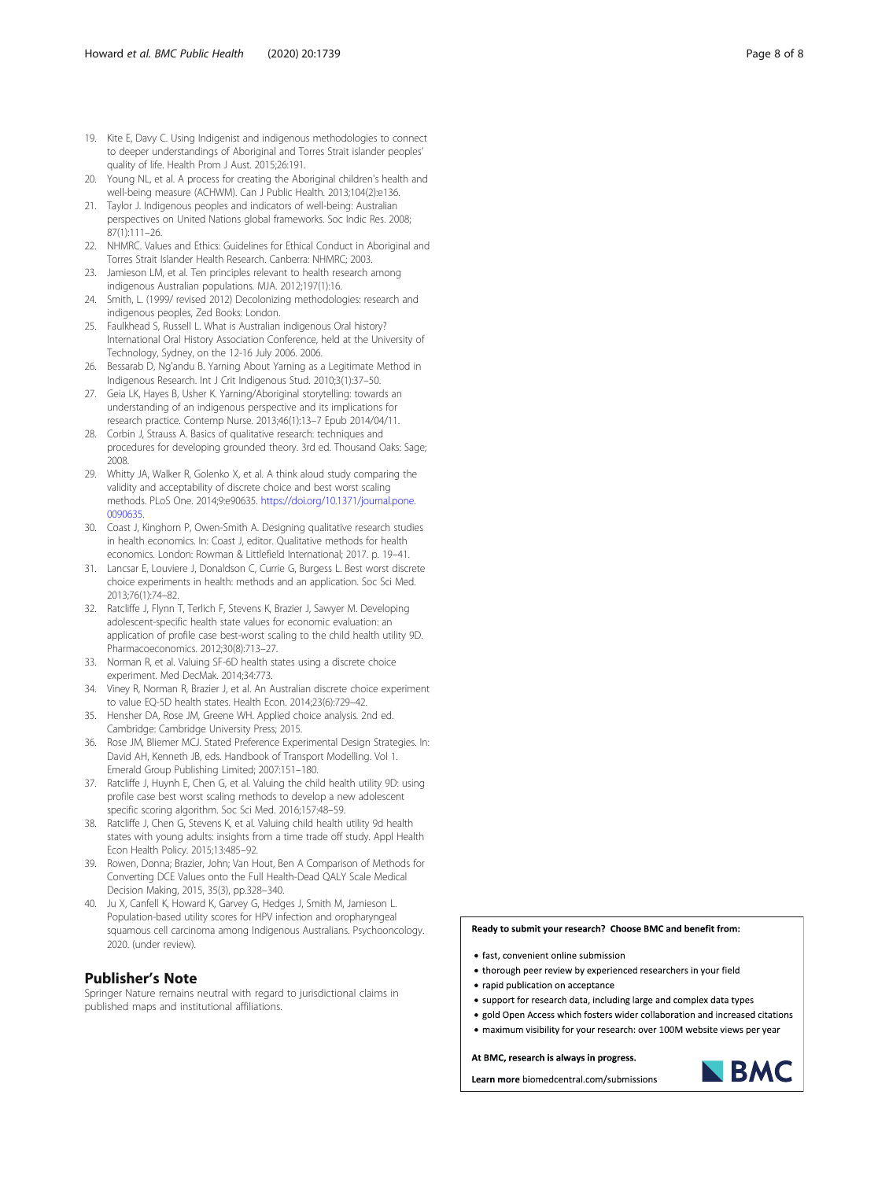19. Kite E, Davy C. Using Indigenist and indigenous methodologies to connect to deeper understandings of Aboriginal and Torres Strait islander peoples' quality of life. Health Prom J Aust. 2015;26:191.
20. Young NL, et al. A process for creating the Aboriginal children's health and well-being measure (ACHWM). Can J Public Health. 2013;104(2):e136.
21. Taylor J. Indigenous peoples and indicators of well-being: Australian perspectives on United Nations global frameworks. Soc Indic Res. 2008; 87(1):111–26.
22. NHMRC. Values and Ethics: Guidelines for Ethical Conduct in Aboriginal and Torres Strait Islander Health Research. Canberra: NHMRC; 2003.
23. Jamieson LM, et al. Ten principles relevant to health research among indigenous Australian populations. MJA. 2012;197(1):16.
24. Smith, L. (1999/ revised 2012) Decolonizing methodologies: research and indigenous peoples, Zed Books: London.
25. Faulkhead S, Russell L. What is Australian indigenous Oral history? International Oral History Association Conference, held at the University of Technology, Sydney, on the 12-16 July 2006. 2006.
26. Bessarab D, Ng'andu B. Yarning About Yarning as a Legitimate Method in Indigenous Research. Int J Crit Indigenous Stud. 2010;3(1):37–50.
27. Geia LK, Hayes B, Usher K. Yarning/Aboriginal storytelling: towards an understanding of an indigenous perspective and its implications for research practice. Contemp Nurse. 2013;46(1):13–7 Epub 2014/04/11.
28. Corbin J, Strauss A. Basics of qualitative research: techniques and procedures for developing grounded theory. 3rd ed. Thousand Oaks: Sage; 2008.
29. Whitty JA, Walker R, Golenko X, et al. A think aloud study comparing the validity and acceptability of discrete choice and best worst scaling methods. PLoS One. 2014;9:e90635. https://doi.org/10.1371/journal.pone.0090635.
30. Coast J, Kinghorn P, Owen-Smith A. Designing qualitative research studies in health economics. In: Coast J, editor. Qualitative methods for health economics. London: Rowman & Littlefield International; 2017. p. 19–41.
31. Lancsar E, Louviere J, Donaldson C, Currie G, Burgess L. Best worst discrete choice experiments in health: methods and an application. Soc Sci Med. 2013;76(1):74–82.
32. Ratcliffe J, Flynn T, Terlich F, Stevens K, Brazier J, Sawyer M. Developing adolescent-specific health state values for economic evaluation: an application of profile case best-worst scaling to the child health utility 9D. Pharmacoeconomics. 2012;30(8):713–27.
33. Norman R, et al. Valuing SF-6D health states using a discrete choice experiment. Med DecMak. 2014;34:773.
34. Viney R, Norman R, Brazier J, et al. An Australian discrete choice experiment to value EQ-5D health states. Health Econ. 2014;23(6):729–42.
35. Hensher DA, Rose JM, Greene WH. Applied choice analysis. 2nd ed. Cambridge: Cambridge University Press; 2015.
36. Rose JM, Bliemer MCJ. Stated Preference Experimental Design Strategies. In: David AH, Kenneth JB, eds. Handbook of Transport Modelling. Vol 1. Emerald Group Publishing Limited; 2007:151–180.
37. Ratcliffe J, Huynh E, Chen G, et al. Valuing the child health utility 9D: using profile case best worst scaling methods to develop a new adolescent specific scoring algorithm. Soc Sci Med. 2016;157:48–59.
38. Ratcliffe J, Chen G, Stevens K, et al. Valuing child health utility 9d health states with young adults: insights from a time trade off study. Appl Health Econ Health Policy. 2015;13:485–92.
39. Rowen, Donna; Brazier, John; Van Hout, Ben A Comparison of Methods for Converting DCE Values onto the Full Health-Dead QALY Scale Medical Decision Making, 2015, 35(3), pp.328–340.
40. Ju X, Canfell K, Howard K, Garvey G, Hedges J, Smith M, Jamieson L. Population-based utility scores for HPV infection and oropharyngeal squamous cell carcinoma among Indigenous Australians. Psychooncology. 2020. (under review).

## Publisher's Note

Springer Nature remains neutral with regard to jurisdictional claims in published maps and institutional affiliations.

**Ready to submit your research? Choose BMC and benefit from:**

- fast, convenient online submission
- thorough peer review by experienced researchers in your field
- rapid publication on acceptance
- support for research data, including large and complex data types
- gold Open Access which fosters wider collaboration and increased citations
- maximum visibility for your research: over 100M website views per year

**At BMC, research is always in progress.**

**Learn more** biomedcentral.com/submissions

BMC